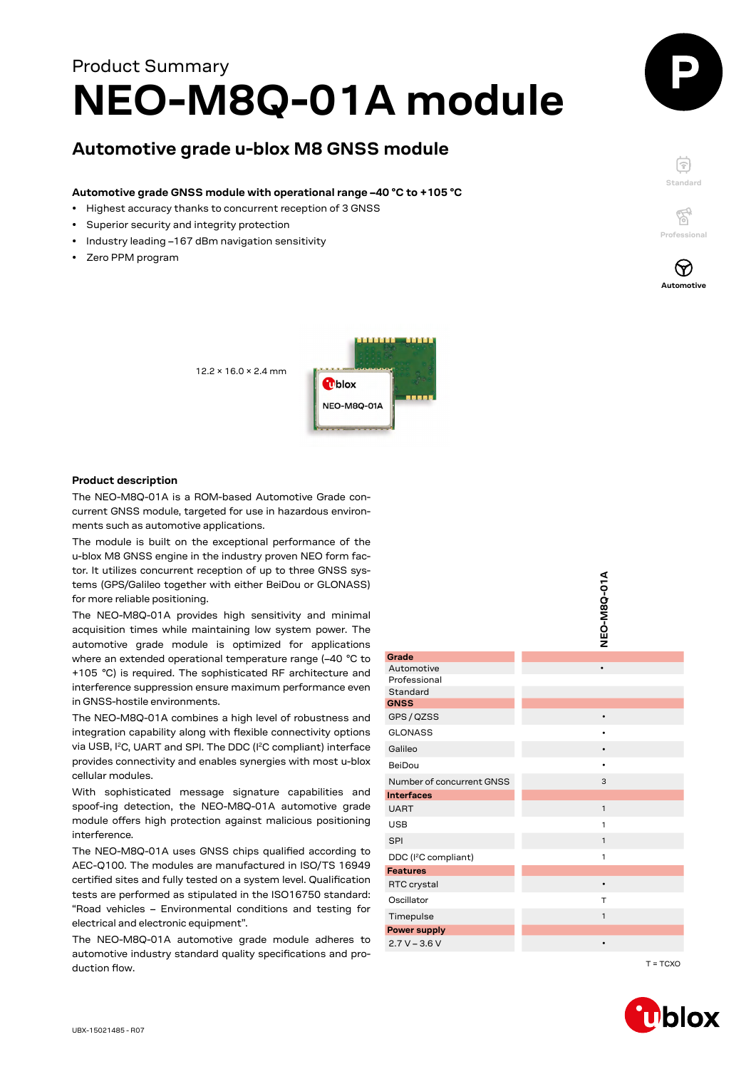Product Summary

# NEO-M8Q-01A module

## Automotive grade u-blox M8 GNSS module

**Automotive grade GNSS module with operational range –40 °C to +105 °C**

- Highest accuracy thanks to concurrent reception of 3 GNSS
- Superior security and integrity protection
- Industry leading –167 dBm navigation sensitivity
- Zero PPM program

Standard

Professional

Automotive

12.2 × 16.0 × 2.4 mm

### Product description

The NEO-M8Q-01A is a ROM-based Automotive Grade concurrent GNSS module, targeted for use in hazardous environments such as automotive applications.

The module is built on the exceptional performance of the u-blox M8 GNSS engine in the industry proven NEO form factor. It utilizes concurrent reception of up to three GNSS systems (GPS/Galileo together with either BeiDou or GLONASS) for more reliable positioning.

The NEO-M8Q-01A provides high sensitivity and minimal acquisition times while maintaining low system power. The automotive grade module is optimized for applications where an extended operational temperature range (–40 °C to +105 °C) is required. The sophisticated RF architecture and interference suppression ensure maximum performance even in GNSS-hostile environments.

The NEO-M8Q-01A combines a high level of robustness and integration capability along with flexible connectivity options via USB, I²C, UART and SPI. The DDC (I²C compliant) interface provides connectivity and enables synergies with most u-blox cellular modules.

With sophisticated message signature capabilities and spoof-ing detection, the NEO-M8Q-01A automotive grade module offers high protection against malicious positioning interference.

The NEO-M8Q-01A uses GNSS chips qualified according to AEC-Q100. The modules are manufactured in ISO/TS 16949 certified sites and fully tested on a system level. Qualification tests are performed as stipulated in the ISO16750 standard: "Road vehicles – Environmental conditions and testing for electrical and electronic equipment".

The NEO-M8Q-01A automotive grade module adheres to automotive industry standard quality specifications and production flow.

| | NEO-M8Q-01A |
|---|---|
| **Grade** | |
| Automotive | • |
| Professional | |
| Standard | |
| **GNSS** | |
| GPS / QZSS | • |
| GLONASS | • |
| Galileo | • |
| BeiDou | • |
| Number of concurrent GNSS | 3 |
| **Interfaces** | |
| UART | 1 |
| USB | 1 |
| SPI | 1 |
| DDC (I²C compliant) | 1 |
| **Features** | |
| RTC crystal | • |
| Oscillator | T |
| Timepulse | 1 |
| **Power supply** | |
| 2.7 V – 3.6 V | • |

T = TCXO

UBX-15021485 - R07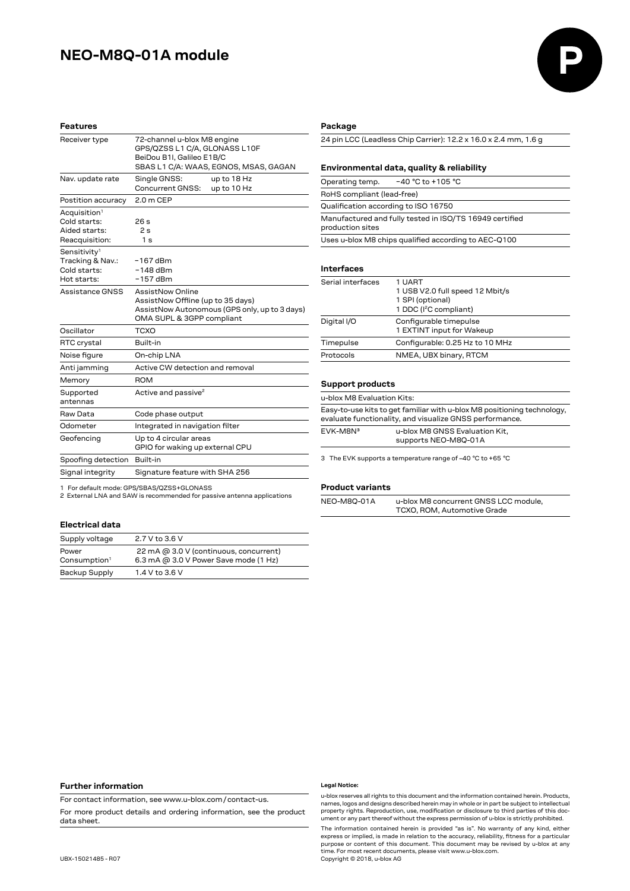# NEO-M8Q-01A module

P

### Features

| | | |
|---|---|---|
| Receiver type | 72-channel u-blox M8 engine<br>GPS/QZSS L1 C/A, GLONASS L10F<br>BeiDou B1I, Galileo E1B/C<br>SBAS L1 C/A: WAAS, EGNOS, MSAS, GAGAN | |
| Nav. update rate | Single GNSS:<br>Concurrent GNSS: | up to 18 Hz<br>up to 10 Hz |
| Postition accuracy | 2.0 m CEP | |
| Acquisition[1]<br>Cold starts:<br>Aided starts:<br>Reacquisition: | <br>26 s<br>2 s<br>1 s | |
| Sensitivity[1]<br>Tracking & Nav.:<br>Cold starts:<br>Hot starts: | <br>–167 dBm<br>–148 dBm<br>–157 dBm | |
| Assistance GNSS | AssistNow Online<br>AssistNow Offline (up to 35 days)<br>AssistNow Autonomous (GPS only, up to 3 days)<br>OMA SUPL & 3GPP compliant | |
| Oscillator | TCXO | |
| RTC crystal | Built-in | |
| Noise figure | On-chip LNA | |
| Anti jamming | Active CW detection and removal | |
| Memory | ROM | |
| Supported antennas | Active and passive[2] | |
| Raw Data | Code phase output | |
| Odometer | Integrated in navigation filter | |
| Geofencing | Up to 4 circular areas<br>GPIO for waking up external CPU | |
| Spoofing detection | Built-in | |
| Signal integrity | Signature feature with SHA 256 | |

1 For default mode: GPS/SBAS/QZSS+GLONASS
2 External LNA and SAW is recommended for passive antenna applications

### Electrical data

| | |
|---|---|
| Supply voltage | 2.7 V to 3.6 V |
| Power Consumption[1] | 22 mA @ 3.0 V (continuous, concurrent)<br>6.3 mA @ 3.0 V Power Save mode (1 Hz) |
| Backup Supply | 1.4 V to 3.6 V |

### Package

24 pin LCC (Leadless Chip Carrier): 12.2 x 16.0 x 2.4 mm, 1.6 g

### Environmental data, quality & reliability

| | |
|---|---|
| Operating temp. | –40 °C to +105 °C |
| RoHS compliant (lead-free) | |
| Qualification according to ISO 16750 | |
| Manufactured and fully tested in ISO/TS 16949 certified production sites | |
| Uses u-blox M8 chips qualified according to AEC-Q100 | |

### Interfaces

| | |
|---|---|
| Serial interfaces | 1 UART<br>1 USB V2.0 full speed 12 Mbit/s<br>1 SPI (optional)<br>1 DDC ($I^2C$ compliant) |
| Digital I/O | Configurable timepulse<br>1 EXTINT input for Wakeup |
| Timepulse | Configurable: 0.25 Hz to 10 MHz |
| Protocols | NMEA, UBX binary, RTCM |

### Support products

u-blox M8 Evaluation Kits:

Easy-to-use kits to get familiar with u-blox M8 positioning technology, evaluate functionality, and visualize GNSS performance.

| | |
|---|---|
| EVK-M8N[3] | u-blox M8 GNSS Evaluation Kit, supports NEO-M8Q-01A |

3 The EVK supports a temperature range of –40 °C to +65 °C

### Product variants

| | |
|---|---|
| NEO-M8Q-01A | u-blox M8 concurrent GNSS LCC module, TCXO, ROM, Automotive Grade |

### Further information

For contact information, see www.u-blox.com / contact-us.

For more product details and ordering information, see the product data sheet.

**Legal Notice:**

u-blox reserves all rights to this document and the information contained herein. Products, names, logos and designs described herein may in whole or in part be subject to intellectual property rights. Reproduction, use, modification or disclosure to third parties of this document or any part thereof without the express permission of u-blox is strictly prohibited.

The information contained herein is provided "as is". No warranty of any kind, either express or implied, is made in relation to the accuracy, reliability, fitness for a particular purpose or content of this document. This document may be revised by u-blox at any time. For most recent documents, please visit www.u-blox.com.

Copyright © 2018, u-blox AG

UBX-15021485 - R07